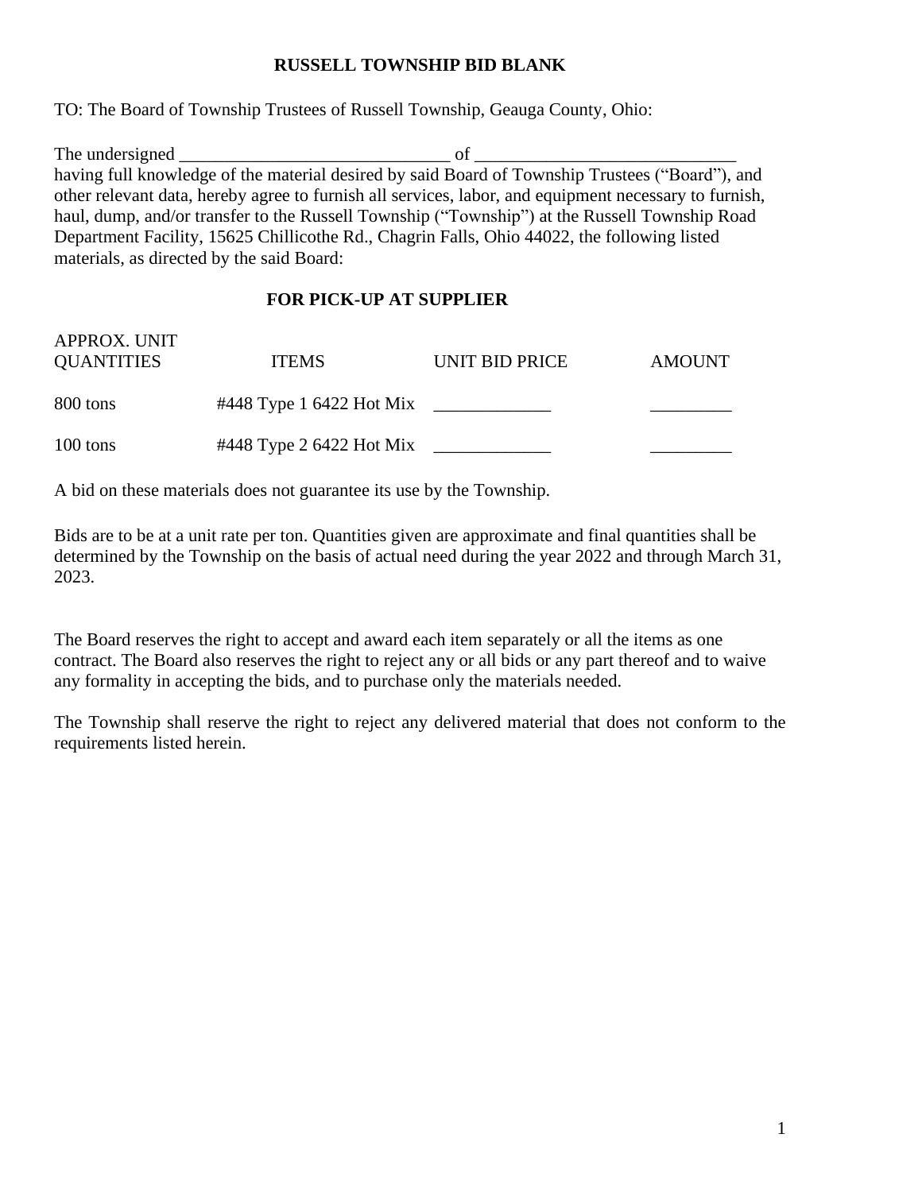# RUSSELL TOWNSHIP BID BLANK

TO: The Board of Township Trustees of Russell Township, Geauga County, Ohio:

The undersigned ______________________________ of ____________________________ having full knowledge of the material desired by said Board of Township Trustees ("Board"), and other relevant data, hereby agree to furnish all services, labor, and equipment necessary to furnish, haul, dump, and/or transfer to the Russell Township ("Township") at the Russell Township Road Department Facility, 15625 Chillicothe Rd., Chagrin Falls, Ohio 44022, the following listed materials, as directed by the said Board:

## FOR PICK-UP AT SUPPLIER

| APPROX. UNIT QUANTITIES | ITEMS | UNIT BID PRICE | AMOUNT |
|---|---|---|---|
| 800 tons | #448 Type 1 6422 Hot Mix | _____________ | _________ |
| 100 tons | #448 Type 2 6422 Hot Mix | _____________ | _________ |

A bid on these materials does not guarantee its use by the Township.

Bids are to be at a unit rate per ton. Quantities given are approximate and final quantities shall be determined by the Township on the basis of actual need during the year 2022 and through March 31, 2023.

The Board reserves the right to accept and award each item separately or all the items as one contract. The Board also reserves the right to reject any or all bids or any part thereof and to waive any formality in accepting the bids, and to purchase only the materials needed.

The Township shall reserve the right to reject any delivered material that does not conform to the requirements listed herein.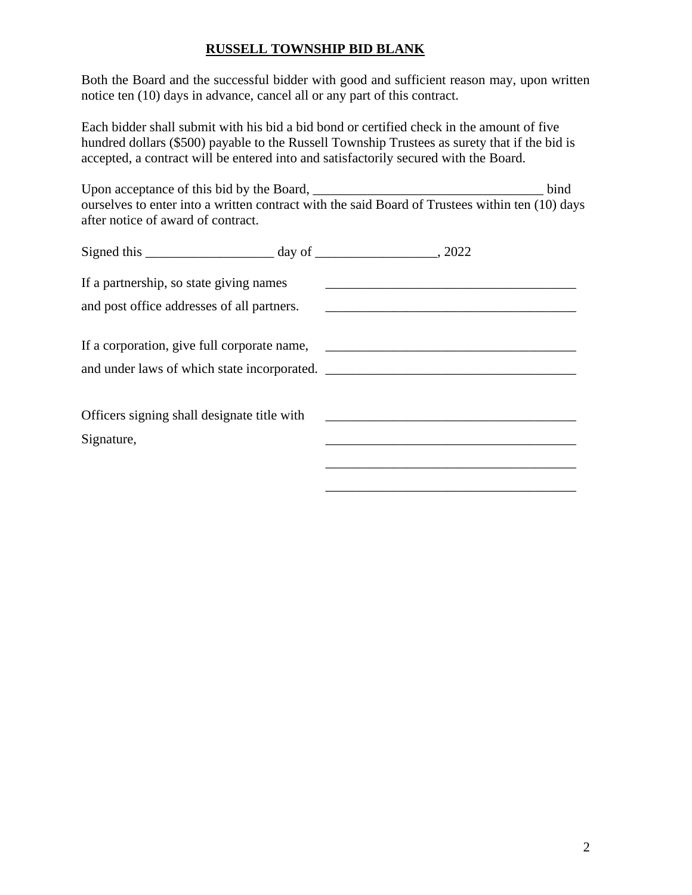**RUSSELL TOWNSHIP BID BLANK**

Both the Board and the successful bidder with good and sufficient reason may, upon written notice ten (10) days in advance, cancel all or any part of this contract.

Each bidder shall submit with his bid a bid bond or certified check in the amount of five hundred dollars ($500) payable to the Russell Township Trustees as surety that if the bid is accepted, a contract will be entered into and satisfactorily secured with the Board.

Upon acceptance of this bid by the Board, ___________________________________ bind ourselves to enter into a written contract with the said Board of Trustees within ten (10) days after notice of award of contract.

Signed this ___________________ day of __________________, 2022

If a partnership, so state giving names _____________________________________

and post office addresses of all partners. _____________________________________

If a corporation, give full corporate name, _____________________________________

and under laws of which state incorporated. _____________________________________

Officers signing shall designate title with _____________________________________

Signature, _____________________________________

_____________________________________

_____________________________________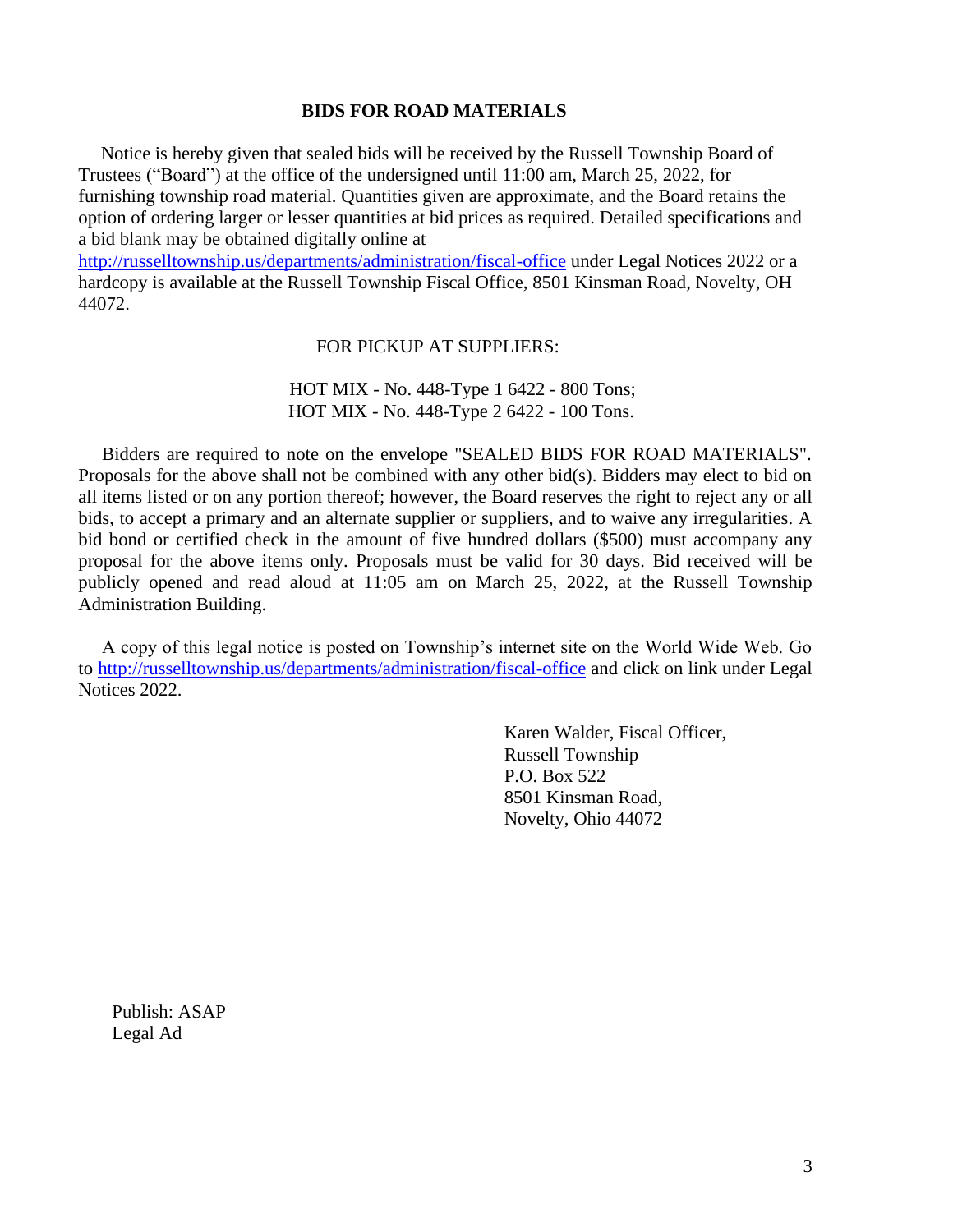## BIDS FOR ROAD MATERIALS

Notice is hereby given that sealed bids will be received by the Russell Township Board of Trustees ("Board") at the office of the undersigned until 11:00 am, March 25, 2022, for furnishing township road material. Quantities given are approximate, and the Board retains the option of ordering larger or lesser quantities at bid prices as required. Detailed specifications and a bid blank may be obtained digitally online at http://russelltownship.us/departments/administration/fiscal-office under Legal Notices 2022 or a hardcopy is available at the Russell Township Fiscal Office, 8501 Kinsman Road, Novelty, OH 44072.

FOR PICKUP AT SUPPLIERS:

HOT MIX - No. 448-Type 1 6422 - 800 Tons;
HOT MIX - No. 448-Type 2 6422 - 100 Tons.

Bidders are required to note on the envelope "SEALED BIDS FOR ROAD MATERIALS". Proposals for the above shall not be combined with any other bid(s). Bidders may elect to bid on all items listed or on any portion thereof; however, the Board reserves the right to reject any or all bids, to accept a primary and an alternate supplier or suppliers, and to waive any irregularities. A bid bond or certified check in the amount of five hundred dollars ($500) must accompany any proposal for the above items only. Proposals must be valid for 30 days. Bid received will be publicly opened and read aloud at 11:05 am on March 25, 2022, at the Russell Township Administration Building.

A copy of this legal notice is posted on Township's internet site on the World Wide Web. Go to http://russelltownship.us/departments/administration/fiscal-office and click on link under Legal Notices 2022.

Karen Walder, Fiscal Officer,
Russell Township
P.O. Box 522
8501 Kinsman Road,
Novelty, Ohio 44072

Publish: ASAP
Legal Ad